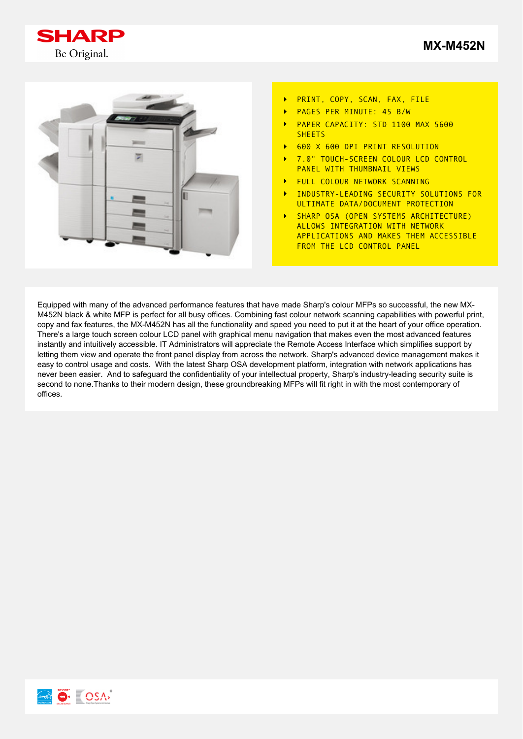SHARP

Be Original.

# MX-M452N

- PRINT, COPY, SCAN, FAX, FILE
- PAGES PER MINUTE: 45 B/W
- PAPER CAPACITY: STD 1100 MAX 5600 SHEETS
- 600 X 600 DPI PRINT RESOLUTION
- 7.0" TOUCH-SCREEN COLOUR LCD CONTROL PANEL WITH THUMBNAIL VIEWS
- FULL COLOUR NETWORK SCANNING
- INDUSTRY-LEADING SECURITY SOLUTIONS FOR ULTIMATE DATA/DOCUMENT PROTECTION
- SHARP OSA (OPEN SYSTEMS ARCHITECTURE) ALLOWS INTEGRATION WITH NETWORK APPLICATIONS AND MAKES THEM ACCESSIBLE FROM THE LCD CONTROL PANEL

Equipped with many of the advanced performance features that have made Sharp's colour MFPs so successful, the new MX-M452N black & white MFP is perfect for all busy offices. Combining fast colour network scanning capabilities with powerful print, copy and fax features, the MX-M452N has all the functionality and speed you need to put it at the heart of your office operation. There's a large touch screen colour LCD panel with graphical menu navigation that makes even the most advanced features instantly and intuitively accessible. IT Administrators will appreciate the Remote Access Interface which simplifies support by letting them view and operate the front panel display from across the network. Sharp's advanced device management makes it easy to control usage and costs. With the latest Sharp OSA development platform, integration with network applications has never been easier. And to safeguard the confidentiality of your intellectual property, Sharp's industry-leading security suite is second to none.Thanks to their modern design, these groundbreaking MFPs will fit right in with the most contemporary of offices.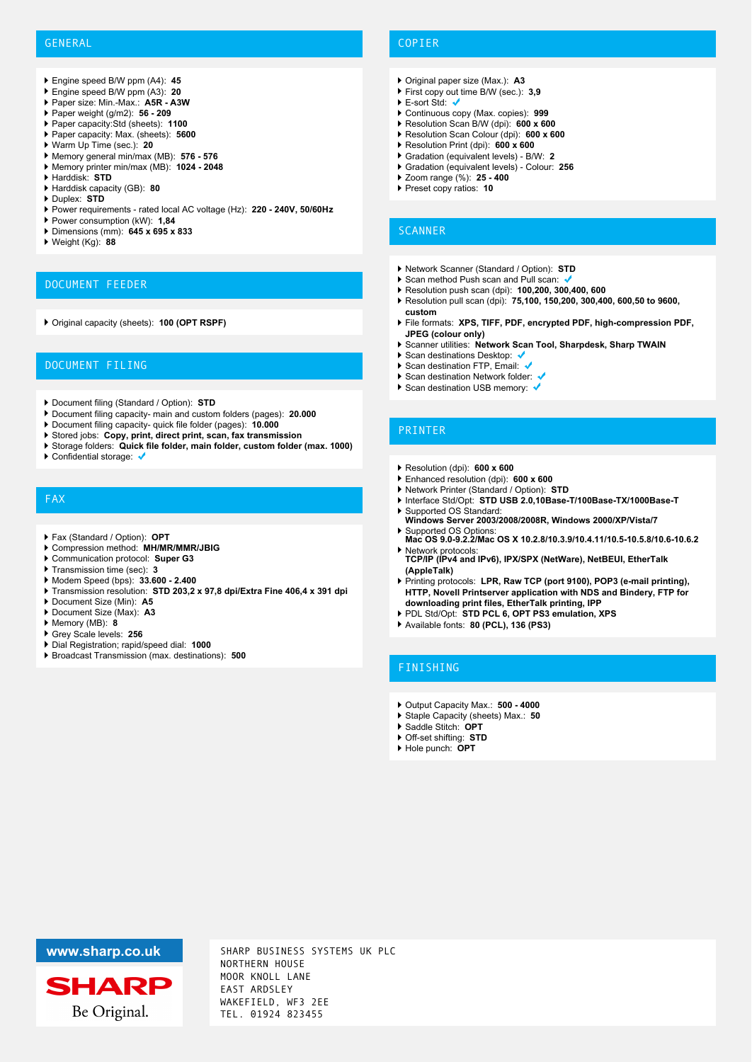## GENERAL

- Engine speed B/W ppm (A4): **45**
- Engine speed B/W ppm (A3): **20**
- Paper size: Min.-Max.: **A5R - A3W**
- Paper weight (g/m2): **56 - 209**
- Paper capacity:Std (sheets): **1100**
- Paper capacity: Max. (sheets): **5600**
- Warm Up Time (sec.): **20**
- Memory general min/max (MB): **576 - 576**
- Memory printer min/max (MB): **1024 - 2048**
- Harddisk: **STD**
- Harddisk capacity (GB): **80**
- Duplex: **STD**
- Power requirements - rated local AC voltage (Hz): **220 - 240V, 50/60Hz**
- Power consumption (kW): **1,84**
- Dimensions (mm): **645 x 695 x 833**
- Weight (Kg): **88**

## DOCUMENT FEEDER

- Original capacity (sheets): **100 (OPT RSPF)**

## DOCUMENT FILING

- Document filing (Standard / Option): **STD**
- Document filing capacity- main and custom folders (pages): **20.000**
- Document filing capacity- quick file folder (pages): **10.000**
- Stored jobs: **Copy, print, direct print, scan, fax transmission**
- Storage folders: **Quick file folder, main folder, custom folder (max. 1000)**
- Confidential storage: ✓

## FAX

- Fax (Standard / Option): **OPT**
- Compression method: **MH/MR/MMR/JBIG**
- Communication protocol: **Super G3**
- Transmission time (sec): **3**
- Modem Speed (bps): **33.600 - 2.400**
- Transmission resolution: **STD 203,2 x 97,8 dpi/Extra Fine 406,4 x 391 dpi**
- Document Size (Min): **A5**
- Document Size (Max): **A3**
- Memory (MB): **8**
- Grey Scale levels: **256**
- Dial Registration; rapid/speed dial: **1000**
- Broadcast Transmission (max. destinations): **500**

## COPIER

- Original paper size (Max.): **A3**
- First copy out time B/W (sec.): **3,9**
- E-sort Std: ✓
- Continuous copy (Max. copies): **999**
- Resolution Scan B/W (dpi): **600 x 600**
- Resolution Scan Colour (dpi): **600 x 600**
- Resolution Print (dpi): **600 x 600**
- Gradation (equivalent levels) - B/W: **2**
- Gradation (equivalent levels) - Colour: **256**
- Zoom range (%): **25 - 400**
- Preset copy ratios: **10**

## SCANNER

- Network Scanner (Standard / Option): **STD**
- Scan method Push scan and Pull scan: ✓
- Resolution push scan (dpi): **100,200, 300,400, 600**
- Resolution pull scan (dpi): **75,100, 150,200, 300,400, 600,50 to 9600, custom**
- File formats: **XPS, TIFF, PDF, encrypted PDF, high-compression PDF, JPEG (colour only)**
- Scanner utilities: **Network Scan Tool, Sharpdesk, Sharp TWAIN**
- Scan destinations Desktop: ✓
- Scan destination FTP, Email: ✓
- Scan destination Network folder: ✓
- Scan destination USB memory: ✓

## PRINTER

- Resolution (dpi): **600 x 600**
- Enhanced resolution (dpi): **600 x 600**
- Network Printer (Standard / Option): **STD**
- Interface Std/Opt: **STD USB 2.0,10Base-T/100Base-TX/1000Base-T**
- Supported OS Standard: **Windows Server 2003/2008/2008R, Windows 2000/XP/Vista/7**
- Supported OS Options: **Mac OS 9.0-9.2.2/Mac OS X 10.2.8/10.3.9/10.4.11/10.5-10.5.8/10.6-10.6.2**
- Network protocols: **TCP/IP (IPv4 and IPv6), IPX/SPX (NetWare), NetBEUI, EtherTalk (AppleTalk)**
- Printing protocols: **LPR, Raw TCP (port 9100), POP3 (e-mail printing), HTTP, Novell Printserver application with NDS and Bindery, FTP for downloading print files, EtherTalk printing, IPP**
- PDL Std/Opt: **STD PCL 6, OPT PS3 emulation, XPS**
- Available fonts: **80 (PCL), 136 (PS3)**

## FINISHING

- Output Capacity Max.: **500 - 4000**
- Staple Capacity (sheets) Max.: **50**
- Saddle Stitch: **OPT**
- Off-set shifting: **STD**
- Hole punch: **OPT**

**www.sharp.co.uk**

SHARP
Be Original.

SHARP BUSINESS SYSTEMS UK PLC
NORTHERN HOUSE
MOOR KNOLL LANE
EAST ARDSLEY
WAKEFIELD, WF3 2EE
TEL. 01924 823455